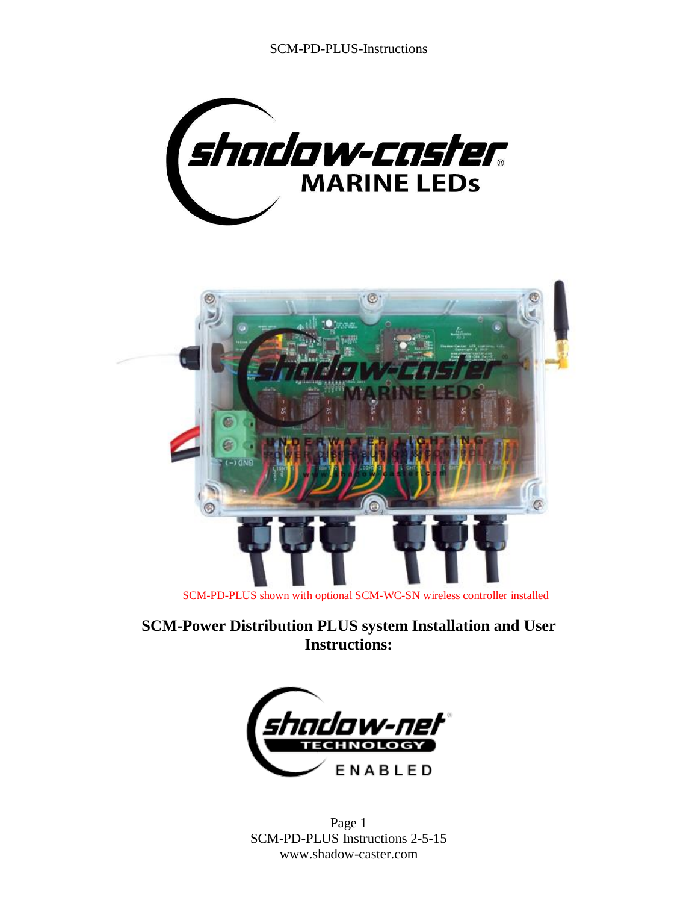SCM-PD-PLUS shown with optional SCM-WC-SN wireless controller installed

# SCM-Power Distribution PLUS system Installation and User Instructions: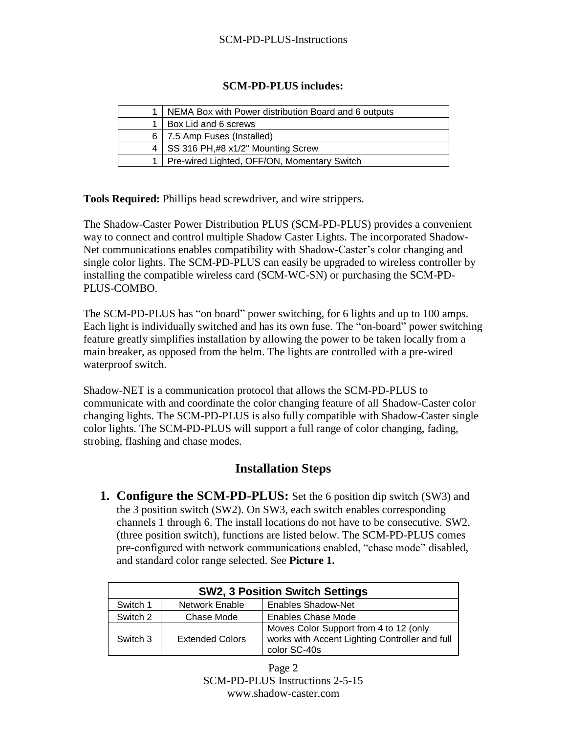**SCM-PD-PLUS includes:**

| | |
|---|---|
| 1 | NEMA Box with Power distribution Board and 6 outputs |
| 1 | Box Lid and 6 screws |
| 6 | 7.5 Amp Fuses (Installed) |
| 4 | SS 316 PH,#8 x1/2" Mounting Screw |
| 1 | Pre-wired Lighted, OFF/ON, Momentary Switch |

**Tools Required:** Phillips head screwdriver, and wire strippers.

The Shadow-Caster Power Distribution PLUS (SCM-PD-PLUS) provides a convenient way to connect and control multiple Shadow Caster Lights. The incorporated Shadow-Net communications enables compatibility with Shadow-Caster's color changing and single color lights. The SCM-PD-PLUS can easily be upgraded to wireless controller by installing the compatible wireless card (SCM-WC-SN) or purchasing the SCM-PD-PLUS-COMBO.

The SCM-PD-PLUS has "on board" power switching, for 6 lights and up to 100 amps. Each light is individually switched and has its own fuse. The "on-board" power switching feature greatly simplifies installation by allowing the power to be taken locally from a main breaker, as opposed from the helm. The lights are controlled with a pre-wired waterproof switch.

Shadow-NET is a communication protocol that allows the SCM-PD-PLUS to communicate with and coordinate the color changing feature of all Shadow-Caster color changing lights. The SCM-PD-PLUS is also fully compatible with Shadow-Caster single color lights. The SCM-PD-PLUS will support a full range of color changing, fading, strobing, flashing and chase modes.

## Installation Steps

1. **Configure the SCM-PD-PLUS:** Set the 6 position dip switch (SW3) and the 3 position switch (SW2). On SW3, each switch enables corresponding channels 1 through 6. The install locations do not have to be consecutive. SW2, (three position switch), functions are listed below. The SCM-PD-PLUS comes pre-configured with network communications enabled, "chase mode" disabled, and standard color range selected. See **Picture 1.**

| SW2, 3 Position Switch Settings | | |
|---|---|---|
| Switch 1 | Network Enable | Enables Shadow-Net |
| Switch 2 | Chase Mode | Enables Chase Mode |
| Switch 3 | Extended Colors | Moves Color Support from 4 to 12 (only works with Accent Lighting Controller and full color SC-40s |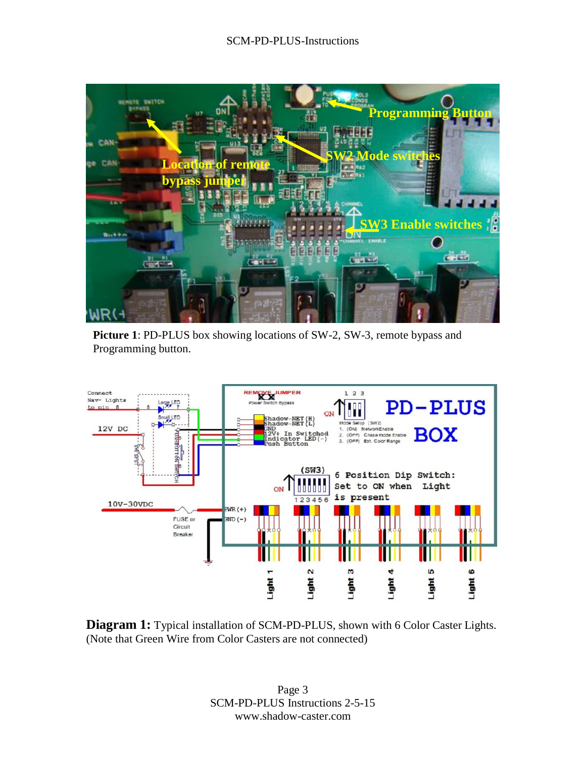**Picture 1**: PD-PLUS box showing locations of SW-2, SW-3, remote bypass and Programming button.

**Diagram 1:** Typical installation of SCM-PD-PLUS, shown with 6 Color Caster Lights. (Note that Green Wire from Color Casters are not connected)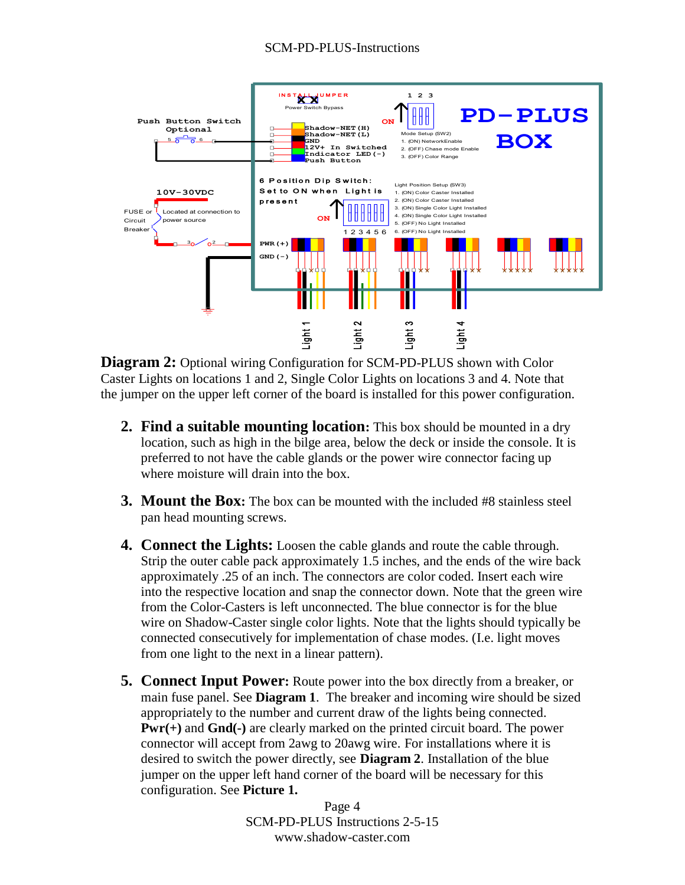**Diagram 2:** Optional wiring Configuration for SCM-PD-PLUS shown with Color Caster Lights on locations 1 and 2, Single Color Lights on locations 3 and 4. Note that the jumper on the upper left corner of the board is installed for this power configuration.

2. **Find a suitable mounting location:** This box should be mounted in a dry location, such as high in the bilge area, below the deck or inside the console. It is preferred to not have the cable glands or the power wire connector facing up where moisture will drain into the box.

3. **Mount the Box:** The box can be mounted with the included #8 stainless steel pan head mounting screws.

4. **Connect the Lights:** Loosen the cable glands and route the cable through. Strip the outer cable pack approximately 1.5 inches, and the ends of the wire back approximately .25 of an inch. The connectors are color coded. Insert each wire into the respective location and snap the connector down. Note that the green wire from the Color-Casters is left unconnected. The blue connector is for the blue wire on Shadow-Caster single color lights. Note that the lights should typically be connected consecutively for implementation of chase modes. (I.e. light moves from one light to the next in a linear pattern).

5. **Connect Input Power:** Route power into the box directly from a breaker, or main fuse panel. See **Diagram 1**. The breaker and incoming wire should be sized appropriately to the number and current draw of the lights being connected. **Pwr(+)** and **Gnd(-)** are clearly marked on the printed circuit board. The power connector will accept from 2awg to 20awg wire. For installations where it is desired to switch the power directly, see **Diagram 2**. Installation of the blue jumper on the upper left hand corner of the board will be necessary for this configuration. See **Picture 1.**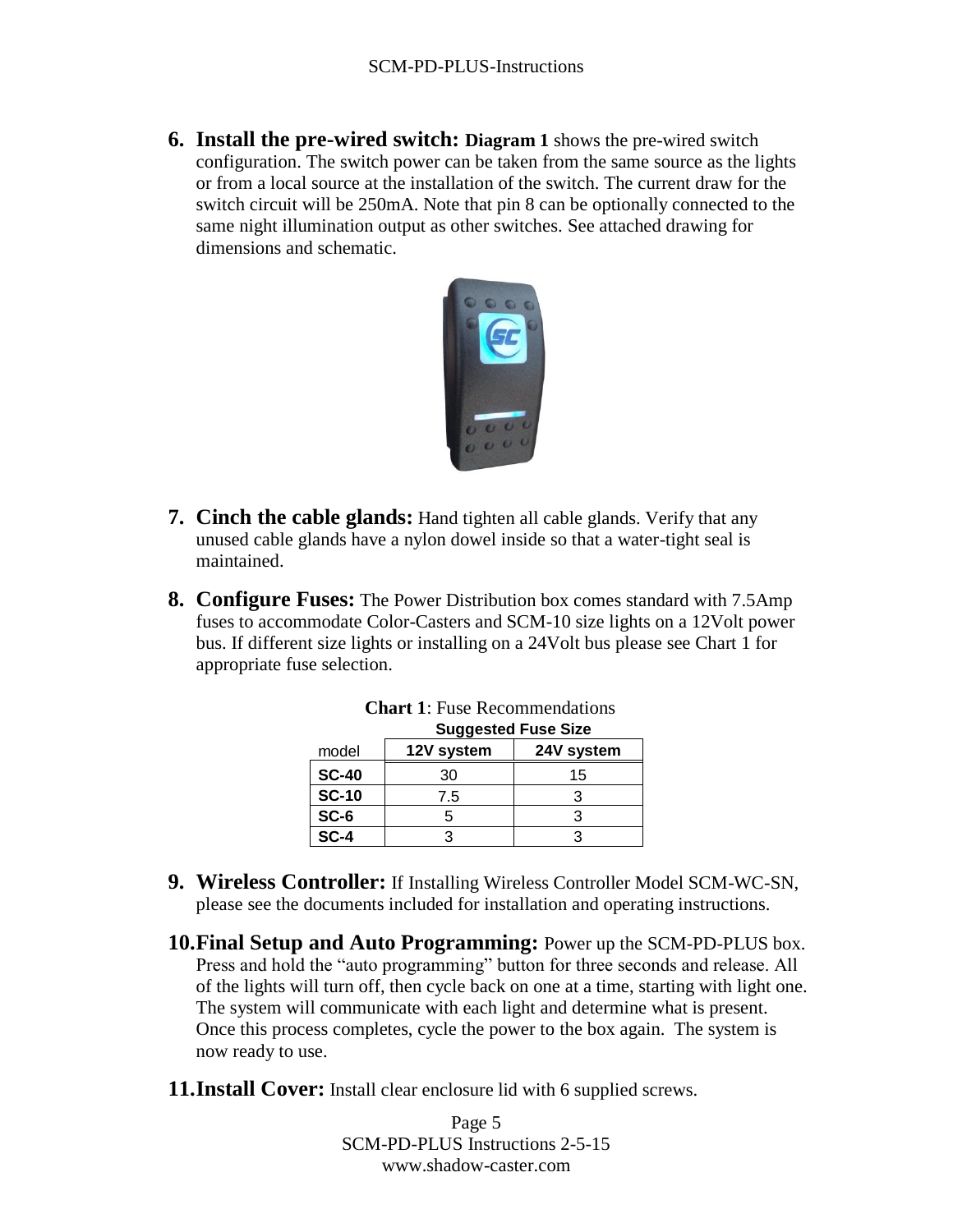6. **Install the pre-wired switch:** **Diagram 1** shows the pre-wired switch configuration. The switch power can be taken from the same source as the lights or from a local source at the installation of the switch. The current draw for the switch circuit will be 250mA. Note that pin 8 can be optionally connected to the same night illumination output as other switches. See attached drawing for dimensions and schematic.

7. **Cinch the cable glands:** Hand tighten all cable glands. Verify that any unused cable glands have a nylon dowel inside so that a water-tight seal is maintained.

8. **Configure Fuses:** The Power Distribution box comes standard with 7.5Amp fuses to accommodate Color-Casters and SCM-10 size lights on a 12Volt power bus. If different size lights or installing on a 24Volt bus please see Chart 1 for appropriate fuse selection.

**Chart 1**: Fuse Recommendations

| | Suggested Fuse Size | |
|---|---|---|
| model | **12V system** | **24V system** |
| **SC-40** | 30 | 15 |
| **SC-10** | 7.5 | 3 |
| **SC-6** | 5 | 3 |
| **SC-4** | 3 | 3 |

9. **Wireless Controller:** If Installing Wireless Controller Model SCM-WC-SN, please see the documents included for installation and operating instructions.

10. **Final Setup and Auto Programming:** Power up the SCM-PD-PLUS box. Press and hold the "auto programming" button for three seconds and release. All of the lights will turn off, then cycle back on one at a time, starting with light one. The system will communicate with each light and determine what is present. Once this process completes, cycle the power to the box again. The system is now ready to use.

11. **Install Cover:** Install clear enclosure lid with 6 supplied screws.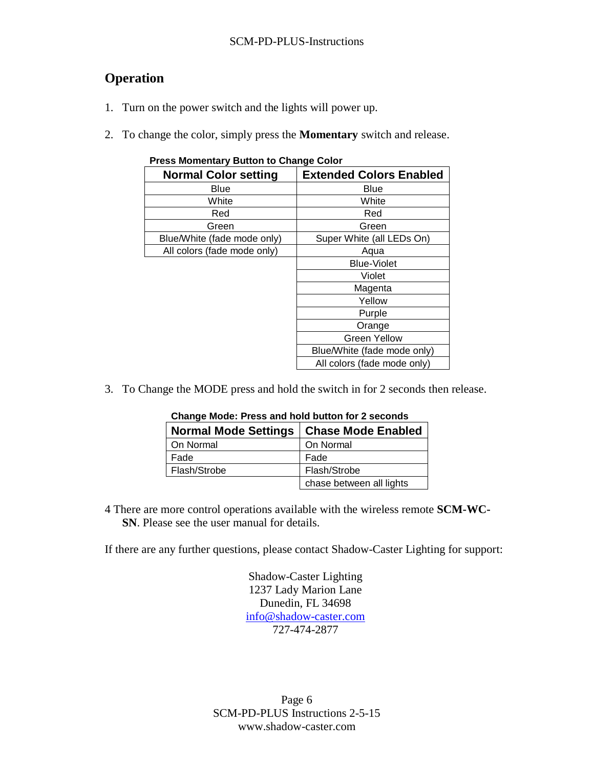## Operation

1. Turn on the power switch and the lights will power up.

2. To change the color, simply press the **Momentary** switch and release.

**Press Momentary Button to Change Color**

| Normal Color setting | Extended Colors Enabled |
|---|---|
| Blue | Blue |
| White | White |
| Red | Red |
| Green | Green |
| Blue/White (fade mode only) | Super White (all LEDs On) |
| All colors (fade mode only) | Aqua |
| | Blue-Violet |
| | Violet |
| | Magenta |
| | Yellow |
| | Purple |
| | Orange |
| | Green Yellow |
| | Blue/White (fade mode only) |
| | All colors (fade mode only) |

3. To Change the MODE press and hold the switch in for 2 seconds then release.

**Change Mode: Press and hold button for 2 seconds**

| Normal Mode Settings | Chase Mode Enabled |
|---|---|
| On Normal | On Normal |
| Fade | Fade |
| Flash/Strobe | Flash/Strobe |
| | chase between all lights |

4 There are more control operations available with the wireless remote **SCM-WC-SN**. Please see the user manual for details.

If there are any further questions, please contact Shadow-Caster Lighting for support:

Shadow-Caster Lighting
1237 Lady Marion Lane
Dunedin, FL 34698
info@shadow-caster.com
727-474-2877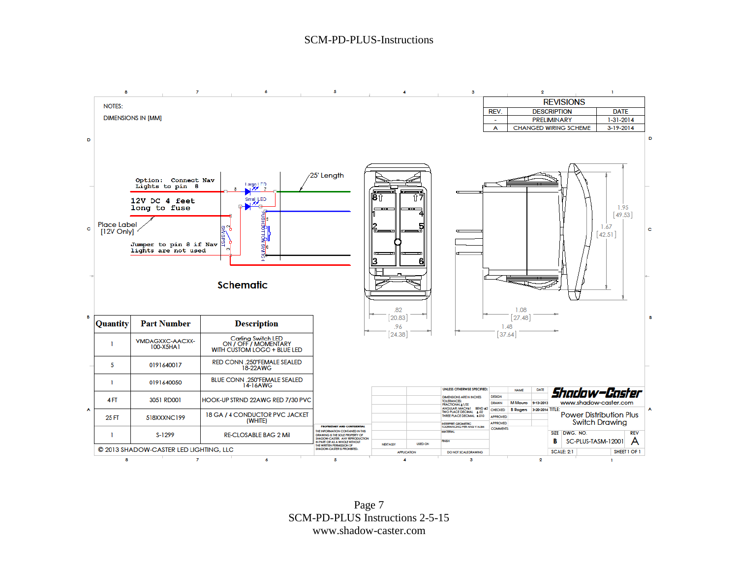# SCM-PD-PLUS-Instructions

NOTES:

DIMENSIONS IN [MM]

| REVISIONS | | |
|---|---|---|
| REV. | DESCRIPTION | DATE |
| - | PRELIMINARY | 1-31-2014 |
| A | CHANGED WIRING SCHEME | 3-19-2014 |

Option: Connect Nav Lights to pin 8

12V DC 4 feet long to fuse

Place Label [12V Only]

Jumper to pin 8 if Nav lights are not used

25' Length

Large LED

Small LED

SW SPST

PUSHBUTTON SWITCH

Schematic

.82 [20.83]

.96 [24.38]

1.08 [27.48]

1.48 [37.64]

1.95 [49.53]

1.67 [42.51]

| Quantity | Part Number | Description |
|---|---|---|
| 1 | VMDAGXXC-AACXX-100-X5HA1 | Carling Switch LED ON / OFF / MOMENTARY WITH CUSTOM LOGO + BLUE LED |
| 5 | 0191640017 | RED CONN .250"FEMALE SEALED 18-22AWG |
| 1 | 0191640050 | BLUE CONN .250"FEMALE SEALED 14-16AWG |
| 4 FT | 3051 RD001 | HOOK-UP STRND 22AWG RED 7/30 PVC |
| 25 FT | 518XXXNC199 | 18 GA / 4 CONDUCTOR PVC JACKET (WHITE) |
| 1 | S-1299 | RE-CLOSABLE BAG 2 Mil |

© 2013 SHADOW-CASTER LED LIGHTING, LLC

Shadow-Caster

www.shadow-caster.com

TITLE: Power Distribution Plus Switch Drawing

| | NAME | DATE |
|---|---|---|
| DRAWN | M Mouro | 9-13-2013 |
| CHECKED | B Rogers | 3-20-2014 |

SIZE B DWG. NO. SC-PLUS-TASM-12001 REV A

SCALE: 2:1 SHEET 1 OF 1

SCM-PD-PLUS Instructions 2-5-15

www.shadow-caster.com